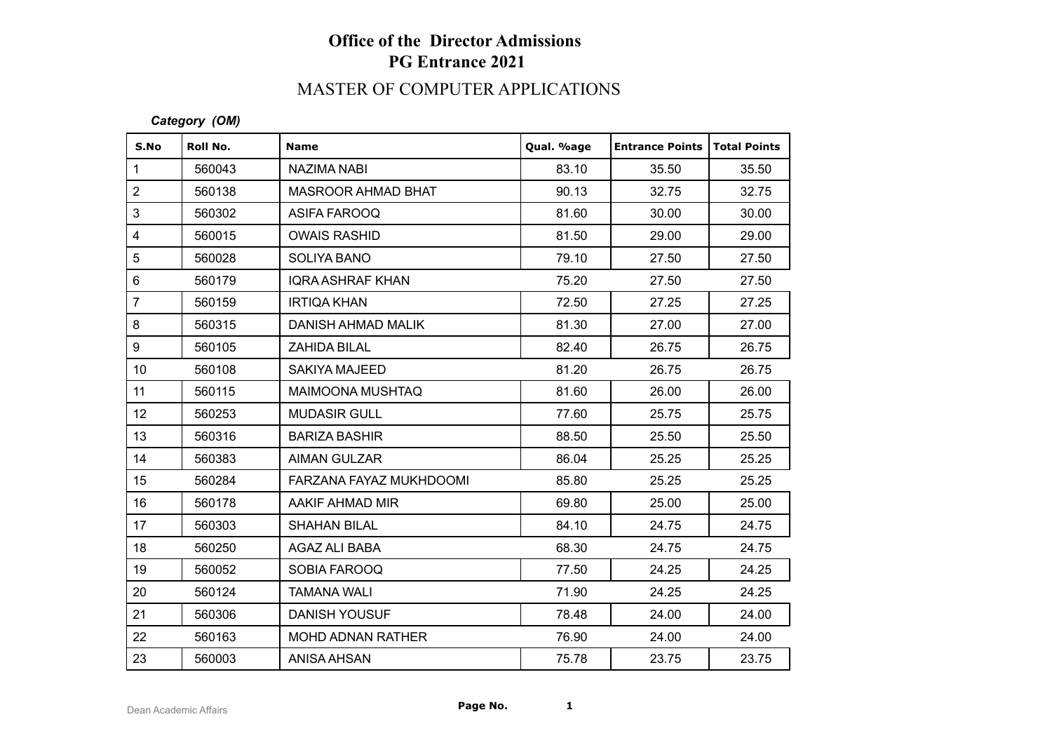# Office of the Director Admissions
## PG Entrance 2021

## MASTER OF COMPUTER APPLICATIONS

***Category (OM)***

| S.No | Roll No. | Name | Qual. %age | Entrance Points | Total Points |
|---|---|---|---|---|---|
| 1 | 560043 | NAZIMA NABI | 83.10 | 35.50 | 35.50 |
| 2 | 560138 | MASROOR AHMAD BHAT | 90.13 | 32.75 | 32.75 |
| 3 | 560302 | ASIFA FAROOQ | 81.60 | 30.00 | 30.00 |
| 4 | 560015 | OWAIS RASHID | 81.50 | 29.00 | 29.00 |
| 5 | 560028 | SOLIYA BANO | 79.10 | 27.50 | 27.50 |
| 6 | 560179 | IQRA ASHRAF KHAN | 75.20 | 27.50 | 27.50 |
| 7 | 560159 | IRTIQA KHAN | 72.50 | 27.25 | 27.25 |
| 8 | 560315 | DANISH AHMAD MALIK | 81.30 | 27.00 | 27.00 |
| 9 | 560105 | ZAHIDA BILAL | 82.40 | 26.75 | 26.75 |
| 10 | 560108 | SAKIYA MAJEED | 81.20 | 26.75 | 26.75 |
| 11 | 560115 | MAIMOONA MUSHTAQ | 81.60 | 26.00 | 26.00 |
| 12 | 560253 | MUDASIR GULL | 77.60 | 25.75 | 25.75 |
| 13 | 560316 | BARIZA BASHIR | 88.50 | 25.50 | 25.50 |
| 14 | 560383 | AIMAN GULZAR | 86.04 | 25.25 | 25.25 |
| 15 | 560284 | FARZANA FAYAZ MUKHDOOMI | 85.80 | 25.25 | 25.25 |
| 16 | 560178 | AAKIF AHMAD MIR | 69.80 | 25.00 | 25.00 |
| 17 | 560303 | SHAHAN BILAL | 84.10 | 24.75 | 24.75 |
| 18 | 560250 | AGAZ ALI BABA | 68.30 | 24.75 | 24.75 |
| 19 | 560052 | SOBIA FAROOQ | 77.50 | 24.25 | 24.25 |
| 20 | 560124 | TAMANA WALI | 71.90 | 24.25 | 24.25 |
| 21 | 560306 | DANISH YOUSUF | 78.48 | 24.00 | 24.00 |
| 22 | 560163 | MOHD ADNAN RATHER | 76.90 | 24.00 | 24.00 |
| 23 | 560003 | ANISA AHSAN | 75.78 | 23.75 | 23.75 |

Dean Academic Affairs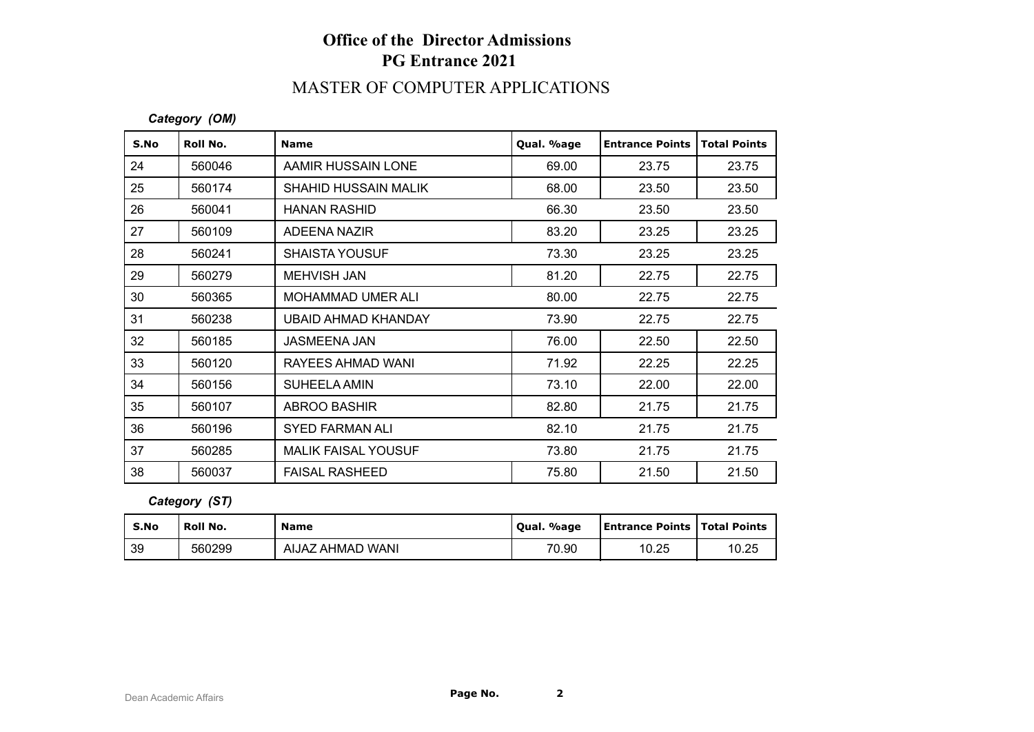# Office of the Director Admissions
## PG Entrance 2021

## MASTER OF COMPUTER APPLICATIONS

*Category (OM)*

| S.No | Roll No. | Name | Qual. %age | Entrance Points | Total Points |
|---|---|---|---|---|---|
| 24 | 560046 | AAMIR HUSSAIN LONE | 69.00 | 23.75 | 23.75 |
| 25 | 560174 | SHAHID HUSSAIN MALIK | 68.00 | 23.50 | 23.50 |
| 26 | 560041 | HANAN RASHID | 66.30 | 23.50 | 23.50 |
| 27 | 560109 | ADEENA NAZIR | 83.20 | 23.25 | 23.25 |
| 28 | 560241 | SHAISTA YOUSUF | 73.30 | 23.25 | 23.25 |
| 29 | 560279 | MEHVISH JAN | 81.20 | 22.75 | 22.75 |
| 30 | 560365 | MOHAMMAD UMER ALI | 80.00 | 22.75 | 22.75 |
| 31 | 560238 | UBAID AHMAD KHANDAY | 73.90 | 22.75 | 22.75 |
| 32 | 560185 | JASMEENA JAN | 76.00 | 22.50 | 22.50 |
| 33 | 560120 | RAYEES AHMAD WANI | 71.92 | 22.25 | 22.25 |
| 34 | 560156 | SUHEELA AMIN | 73.10 | 22.00 | 22.00 |
| 35 | 560107 | ABROO BASHIR | 82.80 | 21.75 | 21.75 |
| 36 | 560196 | SYED FARMAN ALI | 82.10 | 21.75 | 21.75 |
| 37 | 560285 | MALIK FAISAL YOUSUF | 73.80 | 21.75 | 21.75 |
| 38 | 560037 | FAISAL RASHEED | 75.80 | 21.50 | 21.50 |

*Category (ST)*

| S.No | Roll No. | Name | Qual. %age | Entrance Points | Total Points |
|---|---|---|---|---|---|
| 39 | 560299 | AIJAZ AHMAD WANI | 70.90 | 10.25 | 10.25 |

Dean Academic Affairs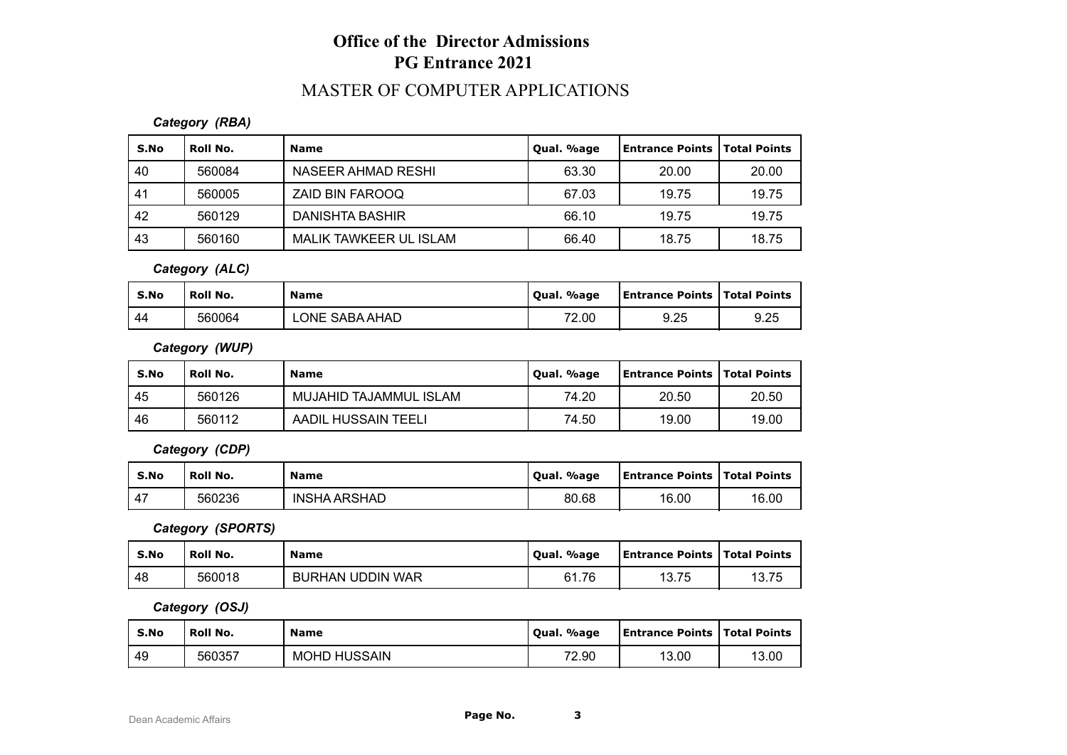# Office of the Director Admissions
# PG Entrance 2021

## MASTER OF COMPUTER APPLICATIONS

***Category (RBA)***

| S.No | Roll No. | Name | Qual. %age | Entrance Points | Total Points |
|---|---|---|---|---|---|
| 40 | 560084 | NASEER AHMAD RESHI | 63.30 | 20.00 | 20.00 |
| 41 | 560005 | ZAID BIN FAROOQ | 67.03 | 19.75 | 19.75 |
| 42 | 560129 | DANISHTA BASHIR | 66.10 | 19.75 | 19.75 |
| 43 | 560160 | MALIK TAWKEER UL ISLAM | 66.40 | 18.75 | 18.75 |

***Category (ALC)***

| S.No | Roll No. | Name | Qual. %age | Entrance Points | Total Points |
|---|---|---|---|---|---|
| 44 | 560064 | LONE SABA AHAD | 72.00 | 9.25 | 9.25 |

***Category (WUP)***

| S.No | Roll No. | Name | Qual. %age | Entrance Points | Total Points |
|---|---|---|---|---|---|
| 45 | 560126 | MUJAHID TAJAMMUL ISLAM | 74.20 | 20.50 | 20.50 |
| 46 | 560112 | AADIL HUSSAIN TEELI | 74.50 | 19.00 | 19.00 |

***Category (CDP)***

| S.No | Roll No. | Name | Qual. %age | Entrance Points | Total Points |
|---|---|---|---|---|---|
| 47 | 560236 | INSHA ARSHAD | 80.68 | 16.00 | 16.00 |

***Category (SPORTS)***

| S.No | Roll No. | Name | Qual. %age | Entrance Points | Total Points |
|---|---|---|---|---|---|
| 48 | 560018 | BURHAN UDDIN WAR | 61.76 | 13.75 | 13.75 |

***Category (OSJ)***

| S.No | Roll No. | Name | Qual. %age | Entrance Points | Total Points |
|---|---|---|---|---|---|
| 49 | 560357 | MOHD HUSSAIN | 72.90 | 13.00 | 13.00 |

Dean Academic Affairs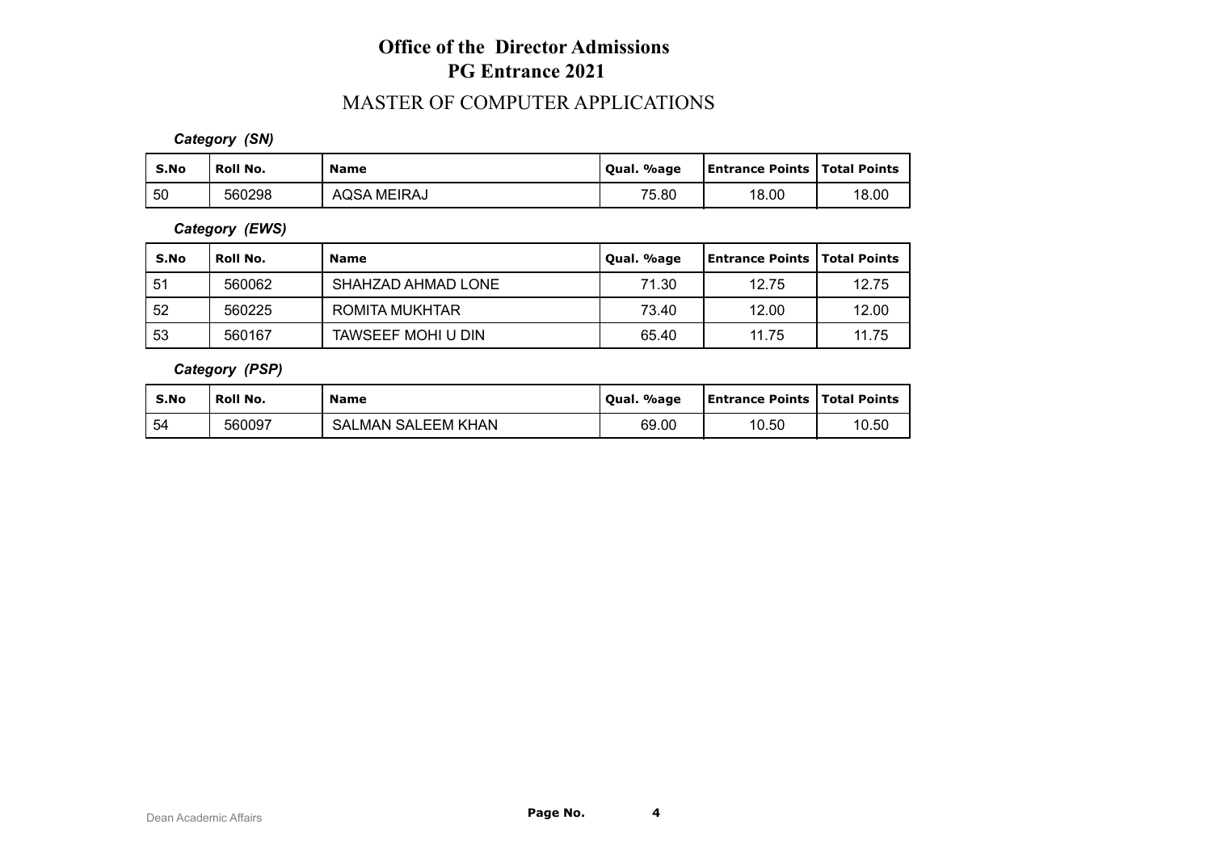# Office of the Director Admissions
# PG Entrance 2021

## MASTER OF COMPUTER APPLICATIONS

***Category (SN)***

| S.No | Roll No. | Name | Qual. %age | Entrance Points | Total Points |
|---|---|---|---|---|---|
| 50 | 560298 | AQSA MEIRAJ | 75.80 | 18.00 | 18.00 |

***Category (EWS)***

| S.No | Roll No. | Name | Qual. %age | Entrance Points | Total Points |
|---|---|---|---|---|---|
| 51 | 560062 | SHAHZAD AHMAD LONE | 71.30 | 12.75 | 12.75 |
| 52 | 560225 | ROMITA MUKHTAR | 73.40 | 12.00 | 12.00 |
| 53 | 560167 | TAWSEEF MOHI U DIN | 65.40 | 11.75 | 11.75 |

***Category (PSP)***

| S.No | Roll No. | Name | Qual. %age | Entrance Points | Total Points |
|---|---|---|---|---|---|
| 54 | 560097 | SALMAN SALEEM KHAN | 69.00 | 10.50 | 10.50 |

Dean Academic Affairs